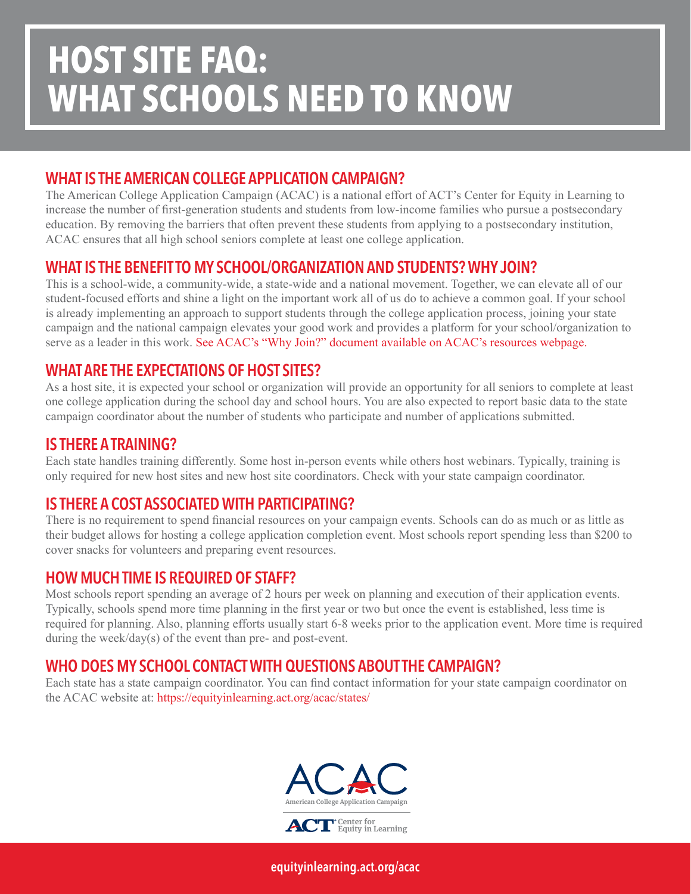# HOST SITE FAQ: WHAT SCHOOLS NEED TO KNOW

## WHAT IS THE AMERICAN COLLEGE APPLICATION CAMPAIGN?

The American College Application Campaign (ACAC) is a national effort of ACT's Center for Equity in Learning to increase the number of first-generation students and students from low-income families who pursue a postsecondary education. By removing the barriers that often prevent these students from applying to a postsecondary institution, ACAC ensures that all high school seniors complete at least one college application.

## WHAT IS THE BENEFIT TO MY SCHOOL/ORGANIZATION AND STUDENTS? WHY JOIN?

This is a school-wide, a community-wide, a state-wide and a national movement. Together, we can elevate all of our student-focused efforts and shine a light on the important work all of us do to achieve a common goal. If your school is already implementing an approach to support students through the college application process, joining your state campaign and the national campaign elevates your good work and provides a platform for your school/organization to serve as a leader in this work. See ACAC's "Why Join?" document available on ACAC's resources webpage.

## WHAT ARE THE EXPECTATIONS OF HOST SITES?

As a host site, it is expected your school or organization will provide an opportunity for all seniors to complete at least one college application during the school day and school hours. You are also expected to report basic data to the state campaign coordinator about the number of students who participate and number of applications submitted.

## IS THERE A TRAINING?

Each state handles training differently. Some host in-person events while others host webinars. Typically, training is only required for new host sites and new host site coordinators. Check with your state campaign coordinator.

## IS THERE A COST ASSOCIATED WITH PARTICIPATING?

There is no requirement to spend financial resources on your campaign events. Schools can do as much or as little as their budget allows for hosting a college application completion event. Most schools report spending less than $200 to cover snacks for volunteers and preparing event resources.

## HOW MUCH TIME IS REQUIRED OF STAFF?

Most schools report spending an average of 2 hours per week on planning and execution of their application events. Typically, schools spend more time planning in the first year or two but once the event is established, less time is required for planning. Also, planning efforts usually start 6-8 weeks prior to the application event. More time is required during the week/day(s) of the event than pre- and post-event.

## WHO DOES MY SCHOOL CONTACT WITH QUESTIONS ABOUT THE CAMPAIGN?

Each state has a state campaign coordinator. You can find contact information for your state campaign coordinator on the ACAC website at: https://equityinlearning.act.org/acac/states/

ACAC
American College Application Campaign

ACT Center for Equity in Learning

equityinlearning.act.org/acac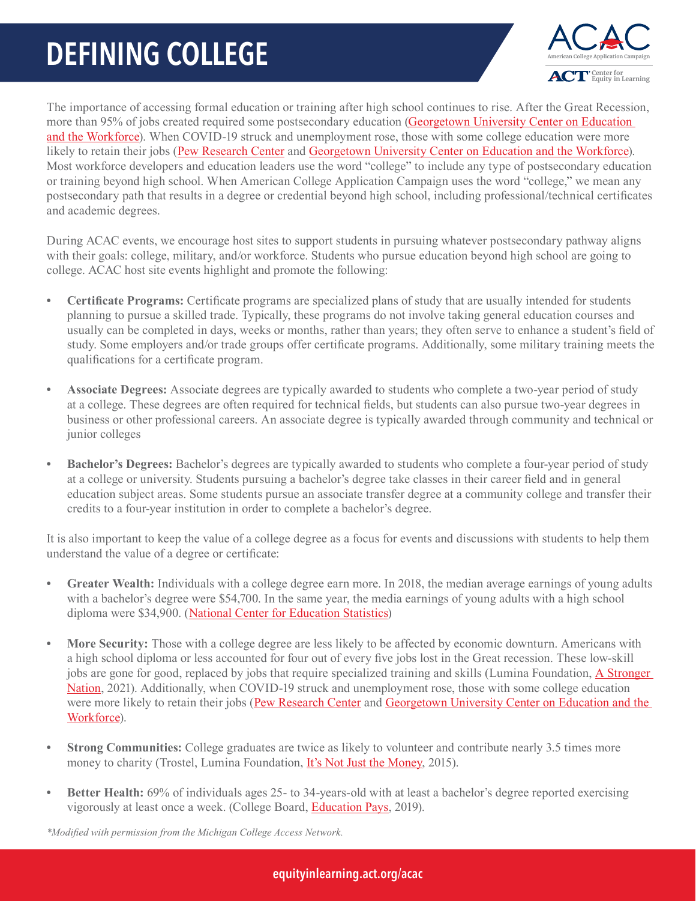# DEFINING COLLEGE

The importance of accessing formal education or training after high school continues to rise. After the Great Recession, more than 95% of jobs created required some postsecondary education (Georgetown University Center on Education and the Workforce). When COVID-19 struck and unemployment rose, those with some college education were more likely to retain their jobs (Pew Research Center and Georgetown University Center on Education and the Workforce). Most workforce developers and education leaders use the word "college" to include any type of postsecondary education or training beyond high school. When American College Application Campaign uses the word "college," we mean any postsecondary path that results in a degree or credential beyond high school, including professional/technical certificates and academic degrees.

During ACAC events, we encourage host sites to support students in pursuing whatever postsecondary pathway aligns with their goals: college, military, and/or workforce. Students who pursue education beyond high school are going to college. ACAC host site events highlight and promote the following:

- **Certificate Programs:** Certificate programs are specialized plans of study that are usually intended for students planning to pursue a skilled trade. Typically, these programs do not involve taking general education courses and usually can be completed in days, weeks or months, rather than years; they often serve to enhance a student's field of study. Some employers and/or trade groups offer certificate programs. Additionally, some military training meets the qualifications for a certificate program.
- **Associate Degrees:** Associate degrees are typically awarded to students who complete a two-year period of study at a college. These degrees are often required for technical fields, but students can also pursue two-year degrees in business or other professional careers. An associate degree is typically awarded through community and technical or junior colleges
- **Bachelor's Degrees:** Bachelor's degrees are typically awarded to students who complete a four-year period of study at a college or university. Students pursuing a bachelor's degree take classes in their career field and in general education subject areas. Some students pursue an associate transfer degree at a community college and transfer their credits to a four-year institution in order to complete a bachelor's degree.

It is also important to keep the value of a college degree as a focus for events and discussions with students to help them understand the value of a degree or certificate:

- **Greater Wealth:** Individuals with a college degree earn more. In 2018, the median average earnings of young adults with a bachelor's degree were $54,700. In the same year, the media earnings of young adults with a high school diploma were $34,900. (National Center for Education Statistics)
- **More Security:** Those with a college degree are less likely to be affected by economic downturn. Americans with a high school diploma or less accounted for four out of every five jobs lost in the Great recession. These low-skill jobs are gone for good, replaced by jobs that require specialized training and skills (Lumina Foundation, A Stronger Nation, 2021). Additionally, when COVID-19 struck and unemployment rose, those with some college education were more likely to retain their jobs (Pew Research Center and Georgetown University Center on Education and the Workforce).
- **Strong Communities:** College graduates are twice as likely to volunteer and contribute nearly 3.5 times more money to charity (Trostel, Lumina Foundation, It's Not Just the Money, 2015).
- **Better Health:** 69% of individuals ages 25- to 34-years-old with at least a bachelor's degree reported exercising vigorously at least once a week. (College Board, Education Pays, 2019).

*\*Modified with permission from the Michigan College Access Network.*